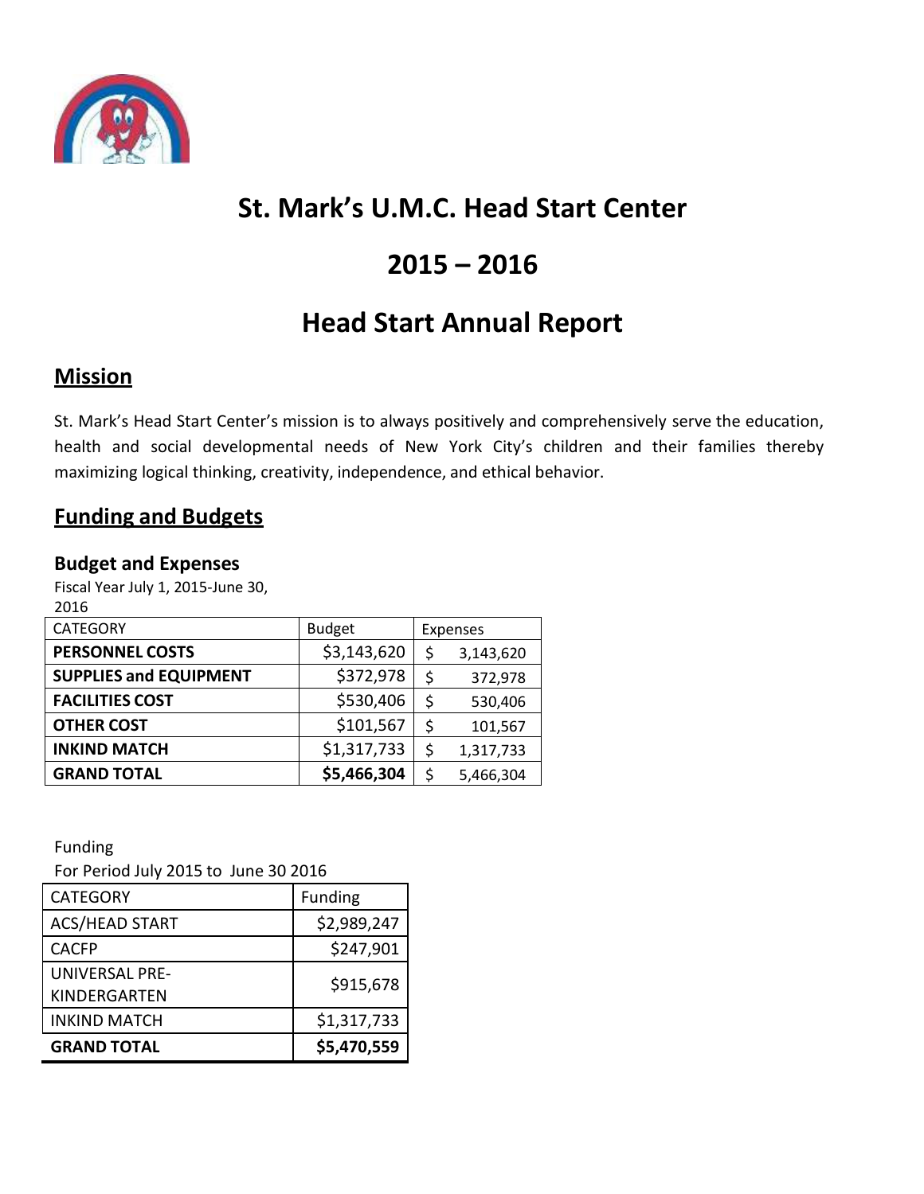# St. Mark's U.M.C. Head Start Center

# 2015 – 2016

# Head Start Annual Report

## Mission

St. Mark's Head Start Center's mission is to always positively and comprehensively serve the education, health and social developmental needs of New York City's children and their families thereby maximizing logical thinking, creativity, independence, and ethical behavior.

## Funding and Budgets

### Budget and Expenses

Fiscal Year July 1, 2015-June 30, 2016

| CATEGORY | Budget | Expenses |
|---|---|---|
| **PERSONNEL COSTS** | $3,143,620 | $ 3,143,620 |
| **SUPPLIES and EQUIPMENT** | $372,978 | $ 372,978 |
| **FACILITIES COST** | $530,406 | $ 530,406 |
| **OTHER COST** | $101,567 | $ 101,567 |
| **INKIND MATCH** | $1,317,733 | $ 1,317,733 |
| **GRAND TOTAL** | **$5,466,304** | $ 5,466,304 |

Funding

For Period July 2015 to June 30 2016

| CATEGORY | Funding |
|---|---|
| ACS/HEAD START | $2,989,247 |
| CACFP | $247,901 |
| UNIVERSAL PRE-KINDERGARTEN | $915,678 |
| INKIND MATCH | $1,317,733 |
| **GRAND TOTAL** | **$5,470,559** |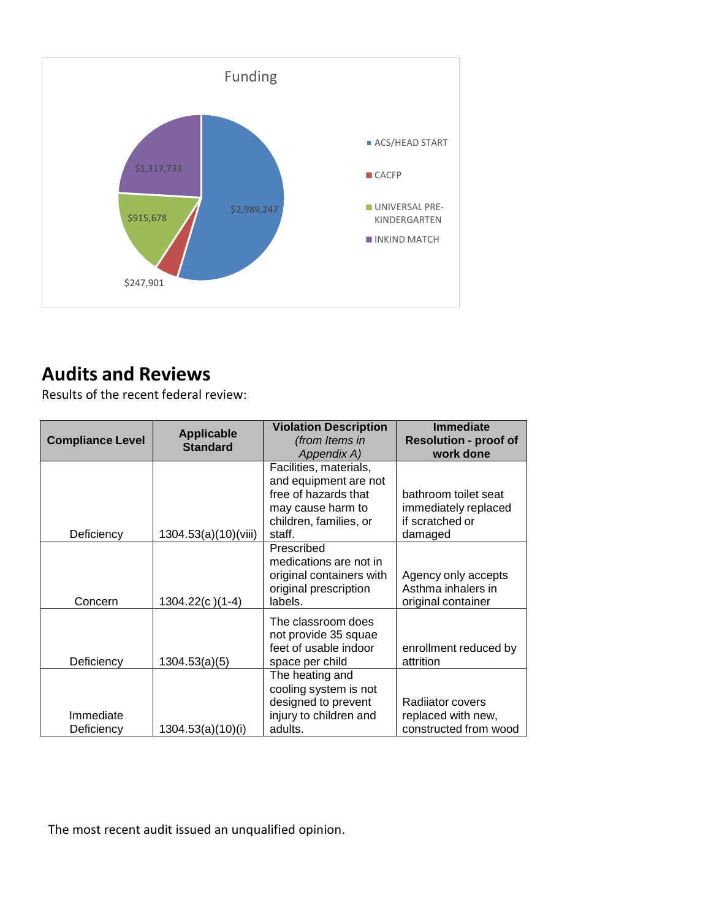Funding

- ACS/HEAD START: $2,989,247
- CACFP: $247,901
- UNIVERSAL PRE-KINDERGARTEN: $915,678
- INKIND MATCH: $1,317,733

## Audits and Reviews

Results of the recent federal review:

| Compliance Level | Applicable Standard | Violation Description *(from Items in Appendix A)* | Immediate Resolution - proof of work done |
|---|---|---|---|
| Deficiency | 1304.53(a)(10)(viii) | Facilities, materials, and equipment are not free of hazards that may cause harm to children, families, or staff. | bathroom toilet seat immediately replaced if scratched or damaged |
| Concern | 1304.22(c )(1-4) | Prescribed medications are not in original containers with original prescription labels. | Agency only accepts Asthma inhalers in original container |
| Deficiency | 1304.53(a)(5) | The classroom does not provide 35 squae feet of usable indoor space per child | enrollment reduced by attrition |
| Immediate Deficiency | 1304.53(a)(10)(i) | The heating and cooling system is not designed to prevent injury to children and adults. | Radiiator covers replaced with new, constructed from wood |

The most recent audit issued an unqualified opinion.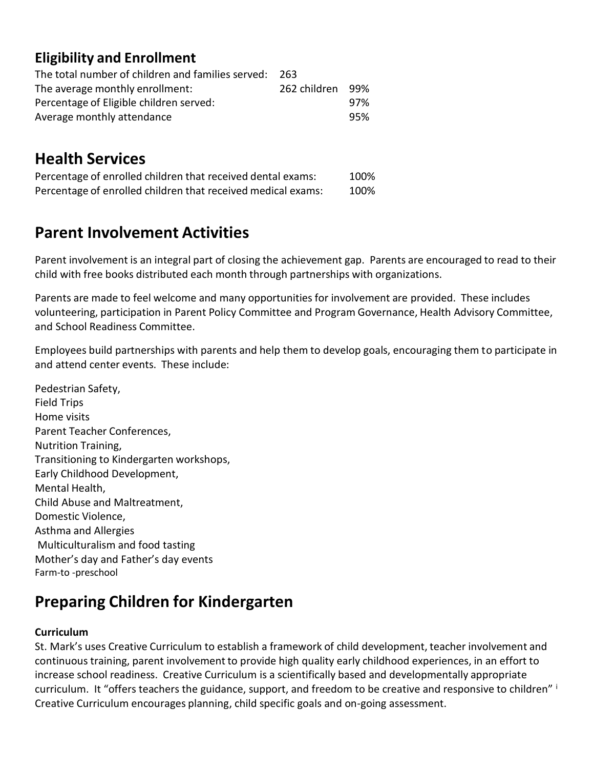### Eligibility and Enrollment

| | | |
|---|---|---|
| The total number of children and families served: | 263 | |
| The average monthly enrollment: | 262 children | 99% |
| Percentage of Eligible children served: | | 97% |
| Average monthly attendance | | 95% |

## Health Services

| | |
|---|---|
| Percentage of enrolled children that received dental exams: | 100% |
| Percentage of enrolled children that received medical exams: | 100% |

## Parent Involvement Activities

Parent involvement is an integral part of closing the achievement gap. Parents are encouraged to read to their child with free books distributed each month through partnerships with organizations.

Parents are made to feel welcome and many opportunities for involvement are provided. These includes volunteering, participation in Parent Policy Committee and Program Governance, Health Advisory Committee, and School Readiness Committee.

Employees build partnerships with parents and help them to develop goals, encouraging them to participate in and attend center events. These include:

Pedestrian Safety,
Field Trips
Home visits
Parent Teacher Conferences,
Nutrition Training,
Transitioning to Kindergarten workshops,
Early Childhood Development,
Mental Health,
Child Abuse and Maltreatment,
Domestic Violence,
Asthma and Allergies
Multiculturalism and food tasting
Mother's day and Father's day events
Farm-to -preschool

## Preparing Children for Kindergarten

**Curriculum**

St. Mark's uses Creative Curriculum to establish a framework of child development, teacher involvement and continuous training, parent involvement to provide high quality early childhood experiences, in an effort to increase school readiness. Creative Curriculum is a scientifically based and developmentally appropriate curriculum. It "offers teachers the guidance, support, and freedom to be creative and responsive to children" [i] Creative Curriculum encourages planning, child specific goals and on-going assessment.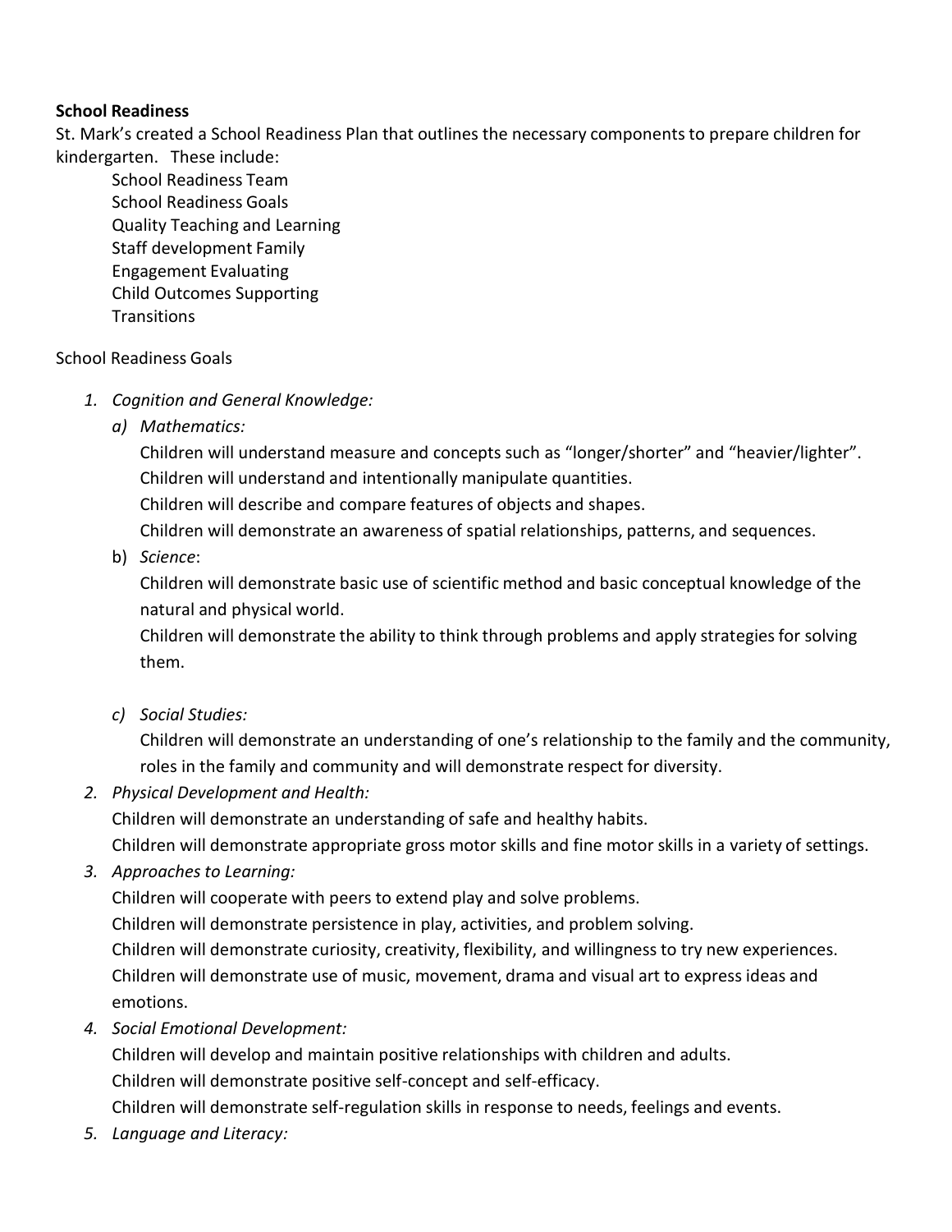**School Readiness**

St. Mark's created a School Readiness Plan that outlines the necessary components to prepare children for kindergarten. These include:

School Readiness Team
School Readiness Goals
Quality Teaching and Learning
Staff development Family
Engagement Evaluating
Child Outcomes Supporting
Transitions

School Readiness Goals

1. *Cognition and General Knowledge:*
   a) *Mathematics:*
      Children will understand measure and concepts such as "longer/shorter" and "heavier/lighter".
      Children will understand and intentionally manipulate quantities.
      Children will describe and compare features of objects and shapes.
      Children will demonstrate an awareness of spatial relationships, patterns, and sequences.
   b) *Science*:
      Children will demonstrate basic use of scientific method and basic conceptual knowledge of the natural and physical world.
      Children will demonstrate the ability to think through problems and apply strategies for solving them.
   c) *Social Studies:*
      Children will demonstrate an understanding of one's relationship to the family and the community, roles in the family and community and will demonstrate respect for diversity.
2. *Physical Development and Health:*
   Children will demonstrate an understanding of safe and healthy habits.
   Children will demonstrate appropriate gross motor skills and fine motor skills in a variety of settings.
3. *Approaches to Learning:*
   Children will cooperate with peers to extend play and solve problems.
   Children will demonstrate persistence in play, activities, and problem solving.
   Children will demonstrate curiosity, creativity, flexibility, and willingness to try new experiences.
   Children will demonstrate use of music, movement, drama and visual art to express ideas and emotions.
4. *Social Emotional Development:*
   Children will develop and maintain positive relationships with children and adults.
   Children will demonstrate positive self-concept and self-efficacy.
   Children will demonstrate self-regulation skills in response to needs, feelings and events.
5. *Language and Literacy:*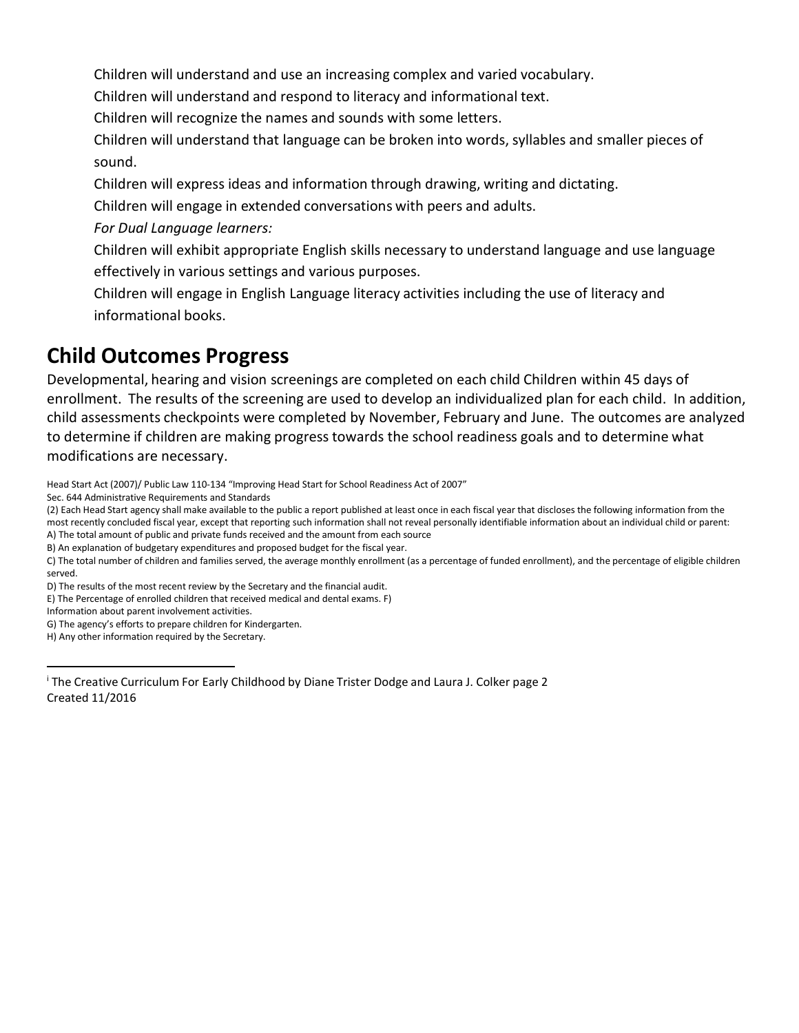Children will understand and use an increasing complex and varied vocabulary.

Children will understand and respond to literacy and informational text.

Children will recognize the names and sounds with some letters.

Children will understand that language can be broken into words, syllables and smaller pieces of sound.

Children will express ideas and information through drawing, writing and dictating.

Children will engage in extended conversations with peers and adults.

*For Dual Language learners:*

Children will exhibit appropriate English skills necessary to understand language and use language effectively in various settings and various purposes.

Children will engage in English Language literacy activities including the use of literacy and informational books.

## Child Outcomes Progress

Developmental, hearing and vision screenings are completed on each child Children within 45 days of enrollment. The results of the screening are used to develop an individualized plan for each child. In addition, child assessments checkpoints were completed by November, February and June. The outcomes are analyzed to determine if children are making progress towards the school readiness goals and to determine what modifications are necessary.

Head Start Act (2007)/ Public Law 110-134 "Improving Head Start for School Readiness Act of 2007"

Sec. 644 Administrative Requirements and Standards

(2) Each Head Start agency shall make available to the public a report published at least once in each fiscal year that discloses the following information from the most recently concluded fiscal year, except that reporting such information shall not reveal personally identifiable information about an individual child or parent:

A) The total amount of public and private funds received and the amount from each source

B) An explanation of budgetary expenditures and proposed budget for the fiscal year.

C) The total number of children and families served, the average monthly enrollment (as a percentage of funded enrollment), and the percentage of eligible children served.

D) The results of the most recent review by the Secretary and the financial audit.

E) The Percentage of enrolled children that received medical and dental exams. F) Information about parent involvement activities.

G) The agency's efforts to prepare children for Kindergarten.

H) Any other information required by the Secretary.

---

[i] The Creative Curriculum For Early Childhood by Diane Trister Dodge and Laura J. Colker page 2

Created 11/2016